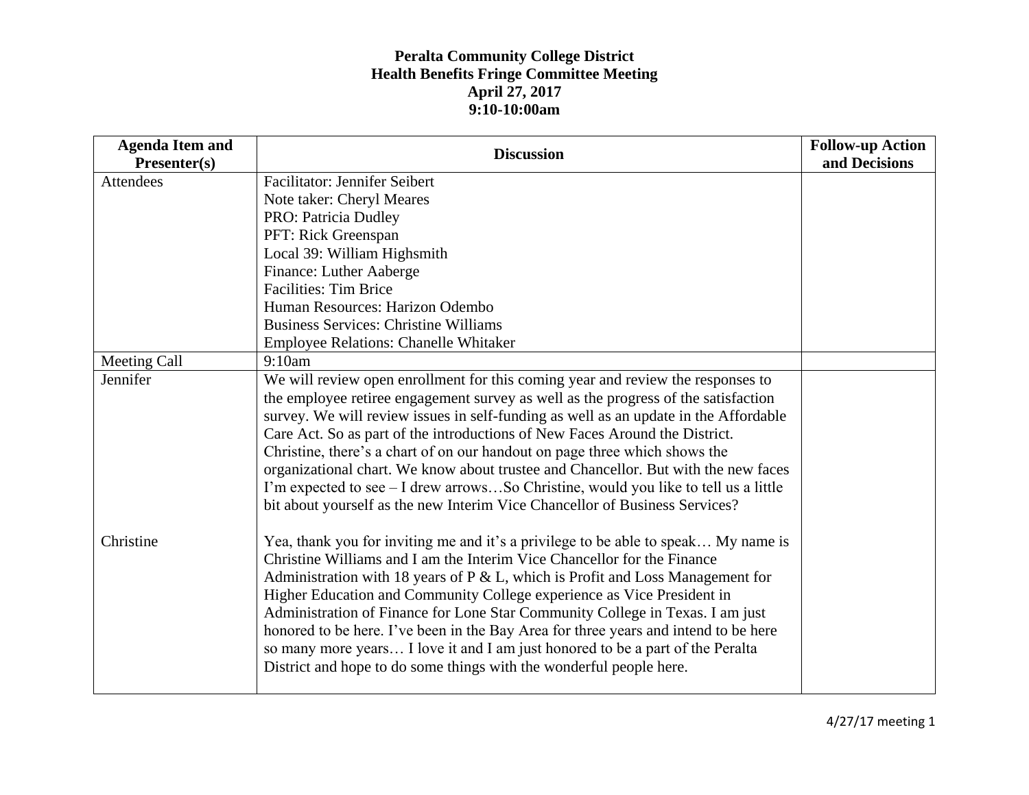# Peralta Community College District
## Health Benefits Fringe Committee Meeting
### April 27, 2017
### 9:10-10:00am

| Agenda Item and Presenter(s) | Discussion | Follow-up Action and Decisions |
|---|---|---|
| Attendees | Facilitator: Jennifer Seibert<br>Note taker: Cheryl Meares<br>PRO: Patricia Dudley<br>PFT: Rick Greenspan<br>Local 39: William Highsmith<br>Finance: Luther Aaberge<br>Facilities: Tim Brice<br>Human Resources: Harizon Odembo<br>Business Services: Christine Williams<br>Employee Relations: Chanelle Whitaker | |
| Meeting Call | 9:10am | |
| Jennifer | We will review open enrollment for this coming year and review the responses to the employee retiree engagement survey as well as the progress of the satisfaction survey. We will review issues in self-funding as well as an update in the Affordable Care Act. So as part of the introductions of New Faces Around the District. Christine, there's a chart of on our handout on page three which shows the organizational chart. We know about trustee and Chancellor. But with the new faces I'm expected to see – I drew arrows…So Christine, would you like to tell us a little bit about yourself as the new Interim Vice Chancellor of Business Services? | |
| Christine | Yea, thank you for inviting me and it's a privilege to be able to speak… My name is Christine Williams and I am the Interim Vice Chancellor for the Finance Administration with 18 years of P & L, which is Profit and Loss Management for Higher Education and Community College experience as Vice President in Administration of Finance for Lone Star Community College in Texas. I am just honored to be here. I've been in the Bay Area for three years and intend to be here so many more years… I love it and I am just honored to be a part of the Peralta District and hope to do some things with the wonderful people here. | |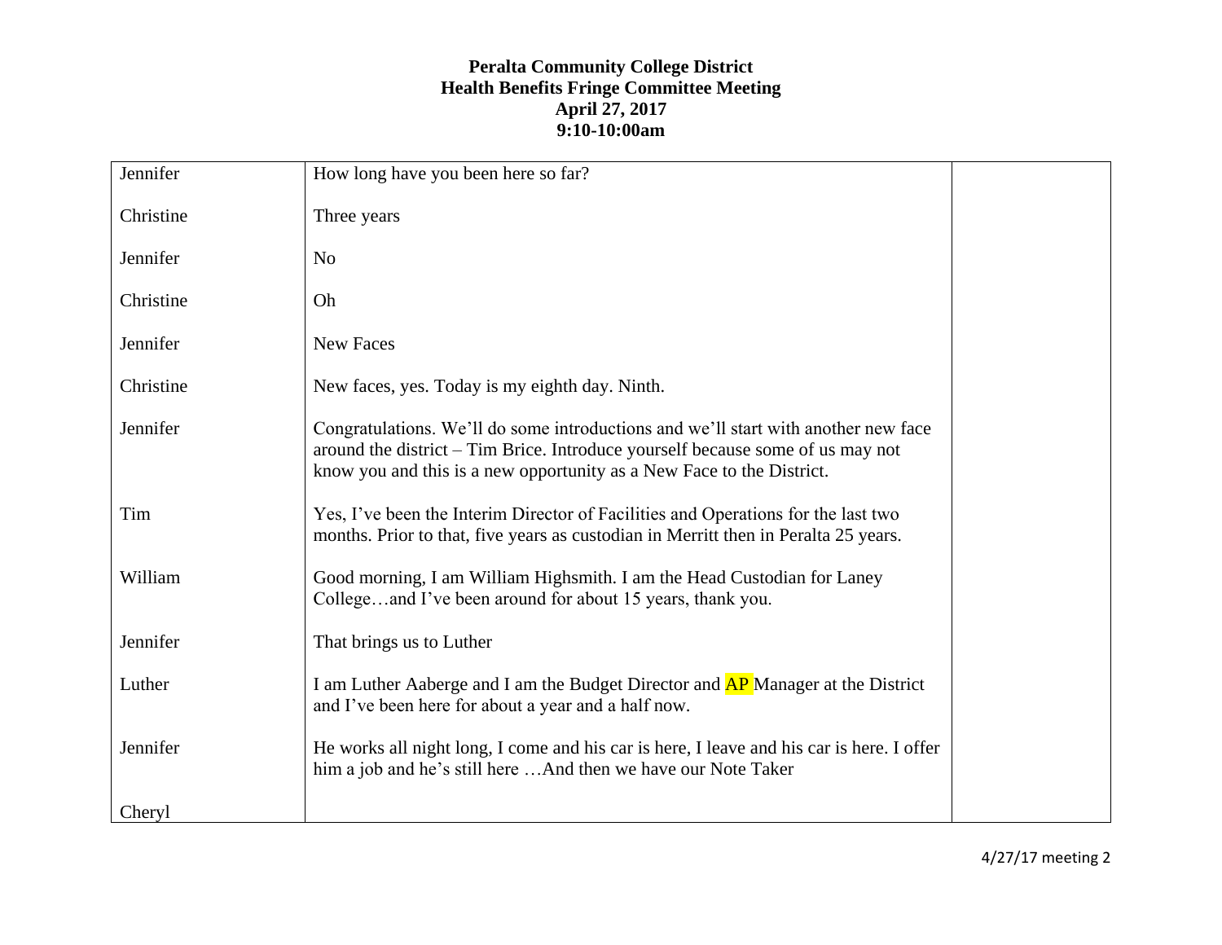**Peralta Community College District**
**Health Benefits Fringe Committee Meeting**
**April 27, 2017**
**9:10-10:00am**

| | | |
|---|---|---|
| Jennifer | How long have you been here so far? | |
| Christine | Three years | |
| Jennifer | No | |
| Christine | Oh | |
| Jennifer | New Faces | |
| Christine | New faces, yes. Today is my eighth day. Ninth. | |
| Jennifer | Congratulations. We'll do some introductions and we'll start with another new face around the district – Tim Brice. Introduce yourself because some of us may not know you and this is a new opportunity as a New Face to the District. | |
| Tim | Yes, I've been the Interim Director of Facilities and Operations for the last two months. Prior to that, five years as custodian in Merritt then in Peralta 25 years. | |
| William | Good morning, I am William Highsmith. I am the Head Custodian for Laney College…and I've been around for about 15 years, thank you. | |
| Jennifer | That brings us to Luther | |
| Luther | I am Luther Aaberge and I am the Budget Director and AP Manager at the District and I've been here for about a year and a half now. | |
| Jennifer | He works all night long, I come and his car is here, I leave and his car is here. I offer him a job and he's still here …And then we have our Note Taker | |
| Cheryl | | |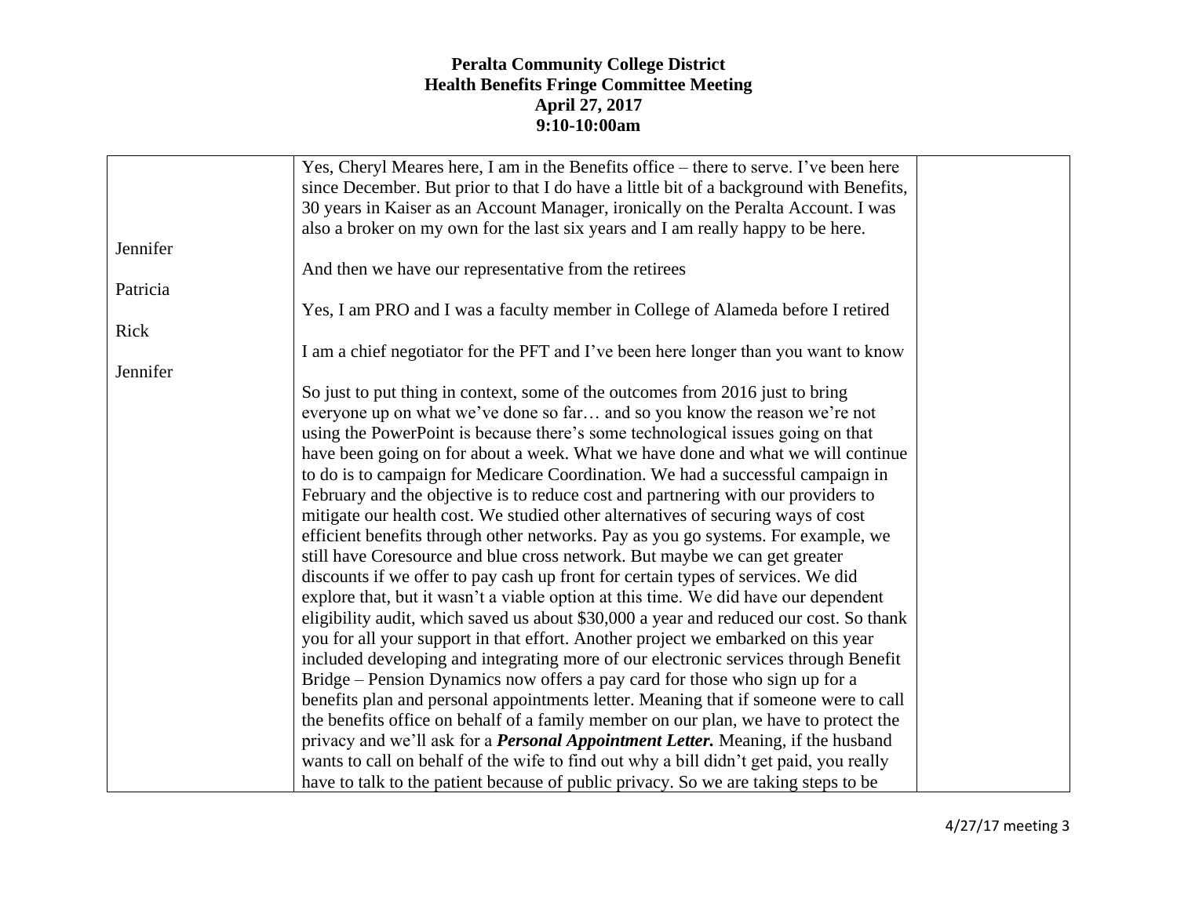# Peralta Community College District
## Health Benefits Fringe Committee Meeting
## April 27, 2017
## 9:10-10:00am

| | | |
|---|---|---|
| | Yes, Cheryl Meares here, I am in the Benefits office – there to serve. I've been here since December. But prior to that I do have a little bit of a background with Benefits, 30 years in Kaiser as an Account Manager, ironically on the Peralta Account. I was also a broker on my own for the last six years and I am really happy to be here. | |
| Jennifer | And then we have our representative from the retirees | |
| Patricia | Yes, I am PRO and I was a faculty member in College of Alameda before I retired | |
| Rick | I am a chief negotiator for the PFT and I've been here longer than you want to know | |
| Jennifer | So just to put thing in context, some of the outcomes from 2016 just to bring everyone up on what we've done so far… and so you know the reason we're not using the PowerPoint is because there's some technological issues going on that have been going on for about a week. What we have done and what we will continue to do is to campaign for Medicare Coordination. We had a successful campaign in February and the objective is to reduce cost and partnering with our providers to mitigate our health cost. We studied other alternatives of securing ways of cost efficient benefits through other networks. Pay as you go systems. For example, we still have Coresource and blue cross network. But maybe we can get greater discounts if we offer to pay cash up front for certain types of services. We did explore that, but it wasn't a viable option at this time. We did have our dependent eligibility audit, which saved us about $30,000 a year and reduced our cost. So thank you for all your support in that effort. Another project we embarked on this year included developing and integrating more of our electronic services through Benefit Bridge – Pension Dynamics now offers a pay card for those who sign up for a benefits plan and personal appointments letter. Meaning that if someone were to call the benefits office on behalf of a family member on our plan, we have to protect the privacy and we'll ask for a ***Personal Appointment Letter.*** Meaning, if the husband wants to call on behalf of the wife to find out why a bill didn't get paid, you really have to talk to the patient because of public privacy. So we are taking steps to be | |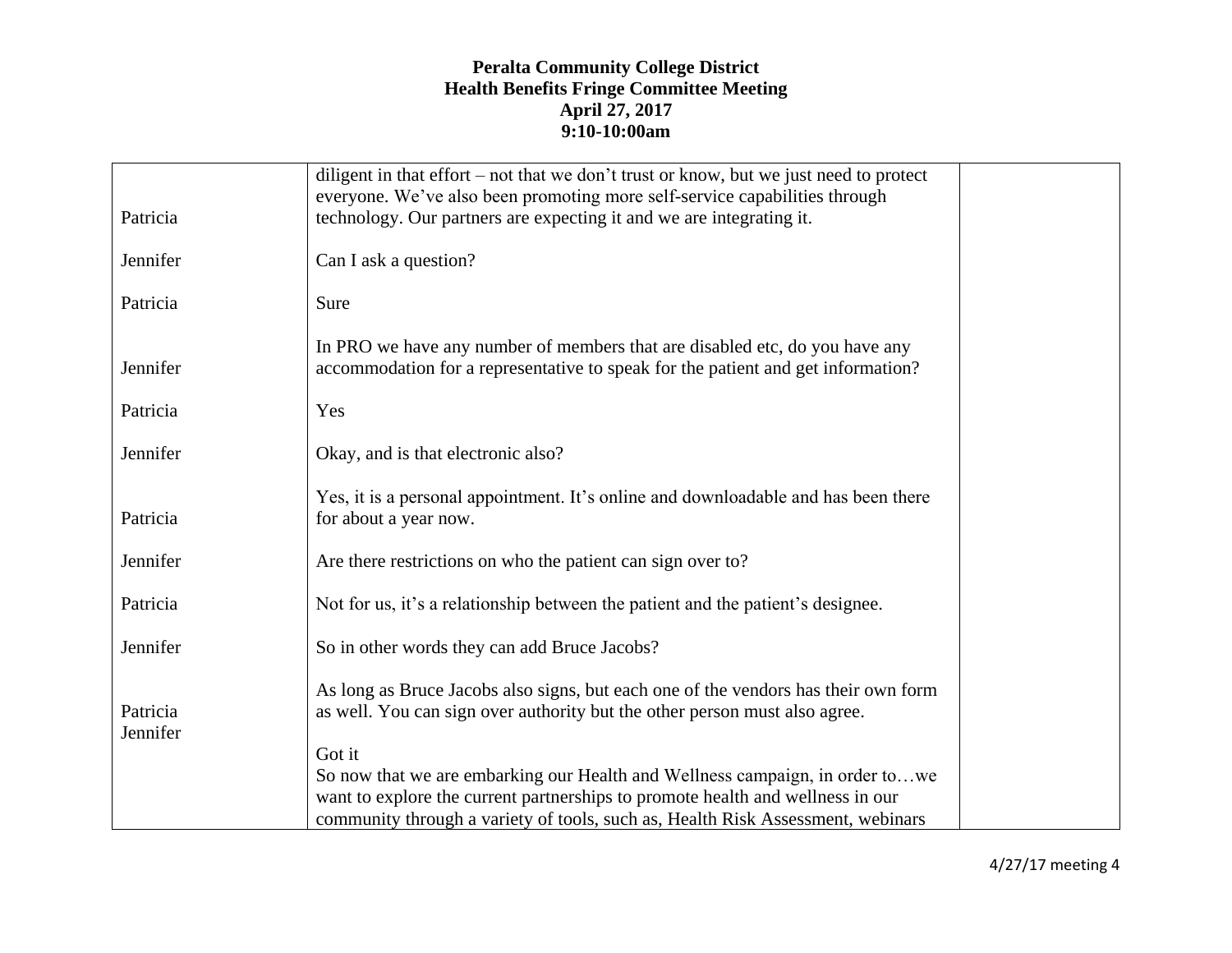**Peralta Community College District**
**Health Benefits Fringe Committee Meeting**
**April 27, 2017**
**9:10-10:00am**

| | | |
|---|---|---|
| Patricia | diligent in that effort – not that we don't trust or know, but we just need to protect everyone. We've also been promoting more self-service capabilities through technology. Our partners are expecting it and we are integrating it. | |
| Jennifer | Can I ask a question? | |
| Patricia | Sure | |
| Jennifer | In PRO we have any number of members that are disabled etc, do you have any accommodation for a representative to speak for the patient and get information? | |
| Patricia | Yes | |
| Jennifer | Okay, and is that electronic also? | |
| Patricia | Yes, it is a personal appointment. It's online and downloadable and has been there for about a year now. | |
| Jennifer | Are there restrictions on who the patient can sign over to? | |
| Patricia | Not for us, it's a relationship between the patient and the patient's designee. | |
| Jennifer | So in other words they can add Bruce Jacobs? | |
| Patricia | As long as Bruce Jacobs also signs, but each one of the vendors has their own form as well. You can sign over authority but the other person must also agree. | |
| Jennifer | Got it<br>So now that we are embarking our Health and Wellness campaign, in order to…we want to explore the current partnerships to promote health and wellness in our community through a variety of tools, such as, Health Risk Assessment, webinars | |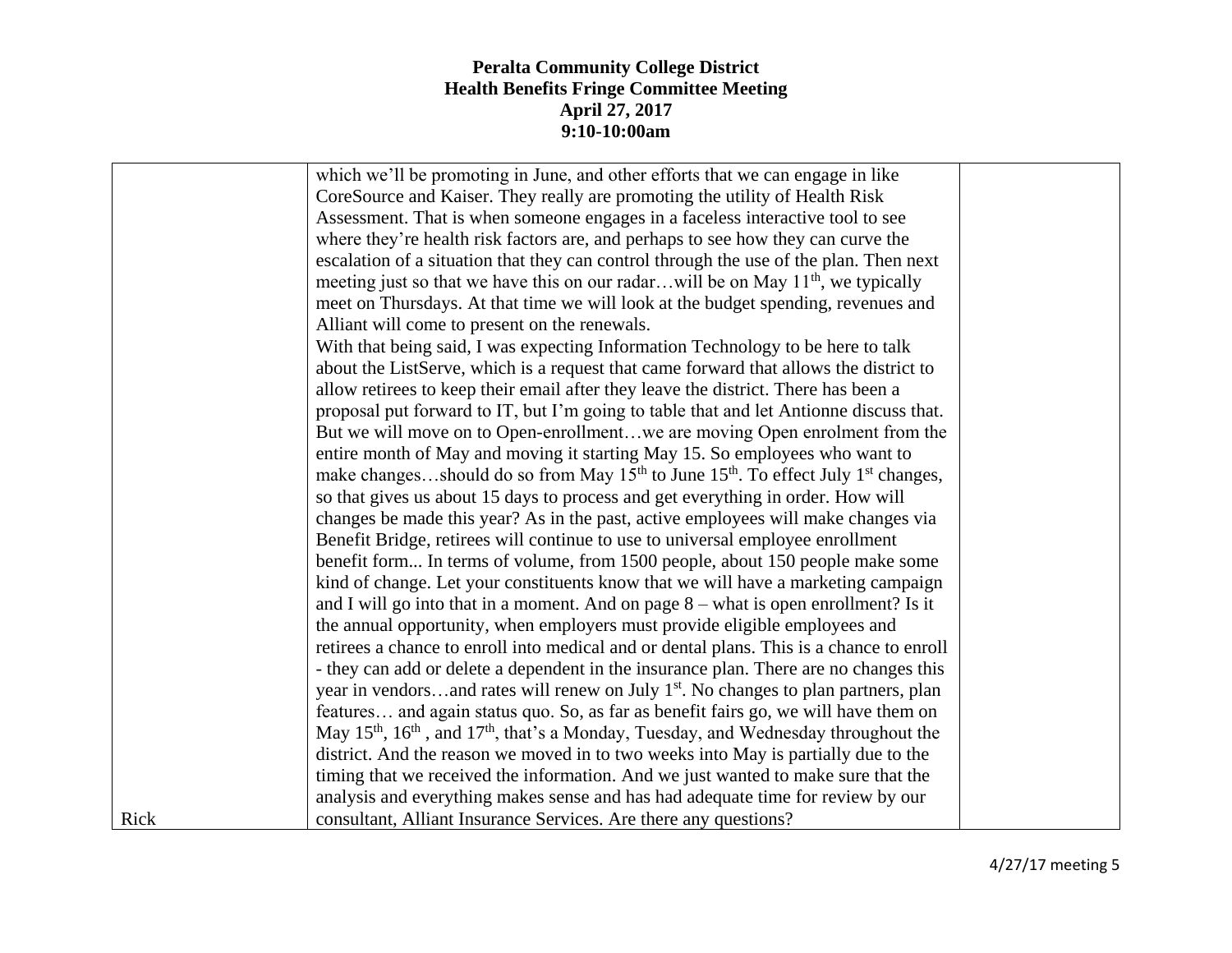**Peralta Community College District**
**Health Benefits Fringe Committee Meeting**
**April 27, 2017**
**9:10-10:00am**

| | | |
|---|---|---|
| Rick | which we'll be promoting in June, and other efforts that we can engage in like CoreSource and Kaiser. They really are promoting the utility of Health Risk Assessment. That is when someone engages in a faceless interactive tool to see where they're health risk factors are, and perhaps to see how they can curve the escalation of a situation that they can control through the use of the plan. Then next meeting just so that we have this on our radar…will be on May 11th, we typically meet on Thursdays. At that time we will look at the budget spending, revenues and Alliant will come to present on the renewals.<br>With that being said, I was expecting Information Technology to be here to talk about the ListServe, which is a request that came forward that allows the district to allow retirees to keep their email after they leave the district. There has been a proposal put forward to IT, but I'm going to table that and let Antionne discuss that. But we will move on to Open-enrollment…we are moving Open enrolment from the entire month of May and moving it starting May 15. So employees who want to make changes…should do so from May 15th to June 15th. To effect July 1st changes, so that gives us about 15 days to process and get everything in order. How will changes be made this year? As in the past, active employees will make changes via Benefit Bridge, retirees will continue to use to universal employee enrollment benefit form... In terms of volume, from 1500 people, about 150 people make some kind of change. Let your constituents know that we will have a marketing campaign and I will go into that in a moment. And on page 8 – what is open enrollment? Is it the annual opportunity, when employers must provide eligible employees and retirees a chance to enroll into medical and or dental plans. This is a chance to enroll - they can add or delete a dependent in the insurance plan. There are no changes this year in vendors…and rates will renew on July 1st. No changes to plan partners, plan features… and again status quo. So, as far as benefit fairs go, we will have them on May 15th, 16th , and 17th, that's a Monday, Tuesday, and Wednesday throughout the district. And the reason we moved in to two weeks into May is partially due to the timing that we received the information. And we just wanted to make sure that the analysis and everything makes sense and has had adequate time for review by our consultant, Alliant Insurance Services. Are there any questions? | |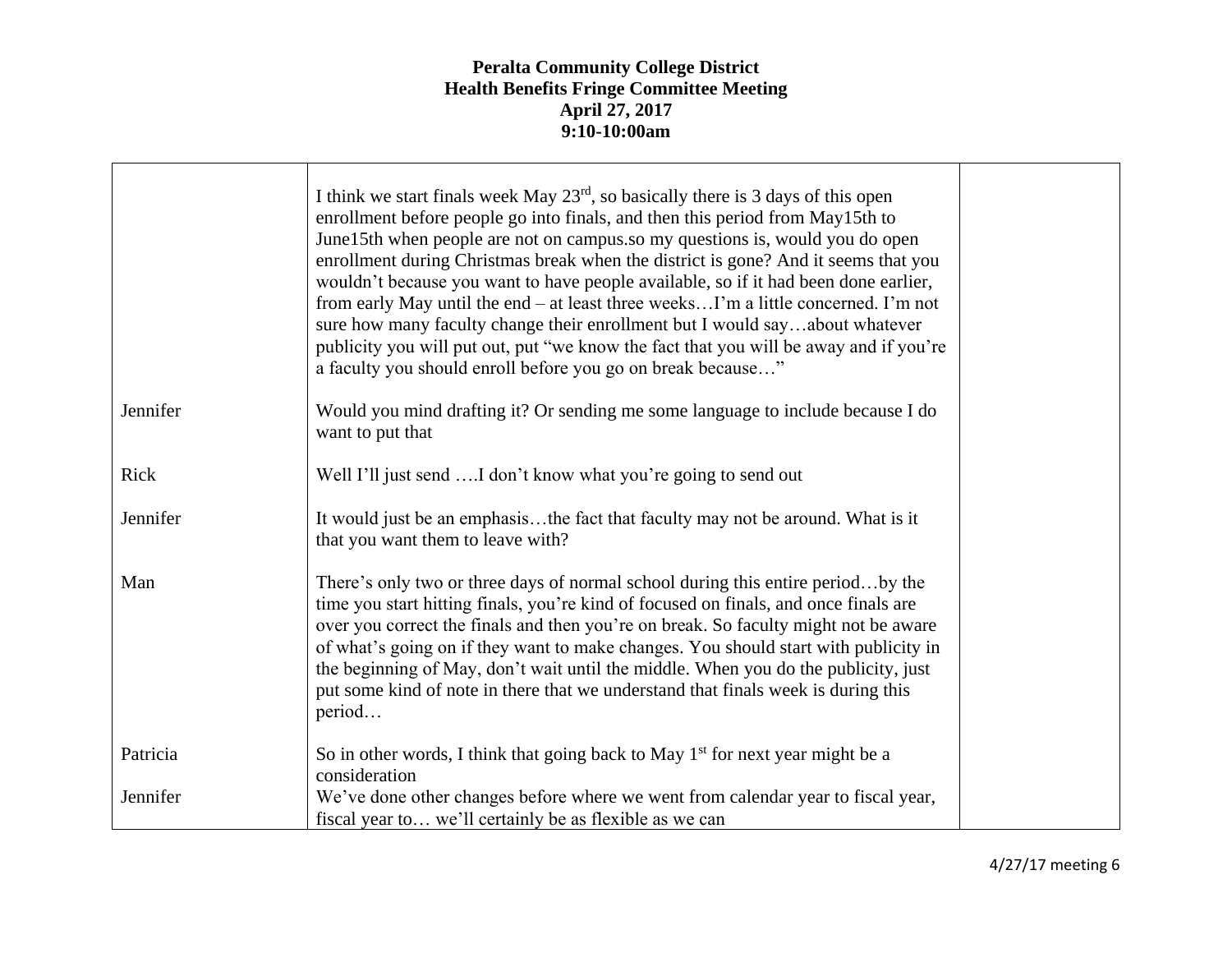**Peralta Community College District**
**Health Benefits Fringe Committee Meeting**
**April 27, 2017**
**9:10-10:00am**

| | | |
|---|---|---|
| | I think we start finals week May 23rd, so basically there is 3 days of this open enrollment before people go into finals, and then this period from May15th to June15th when people are not on campus.so my questions is, would you do open enrollment during Christmas break when the district is gone? And it seems that you wouldn't because you want to have people available, so if it had been done earlier, from early May until the end – at least three weeks…I'm a little concerned. I'm not sure how many faculty change their enrollment but I would say…about whatever publicity you will put out, put "we know the fact that you will be away and if you're a faculty you should enroll before you go on break because…" | |
| Jennifer | Would you mind drafting it? Or sending me some language to include because I do want to put that | |
| Rick | Well I'll just send ….I don't know what you're going to send out | |
| Jennifer | It would just be an emphasis…the fact that faculty may not be around. What is it that you want them to leave with? | |
| Man | There's only two or three days of normal school during this entire period…by the time you start hitting finals, you're kind of focused on finals, and once finals are over you correct the finals and then you're on break. So faculty might not be aware of what's going on if they want to make changes. You should start with publicity in the beginning of May, don't wait until the middle. When you do the publicity, just put some kind of note in there that we understand that finals week is during this period… | |
| Patricia | So in other words, I think that going back to May 1st for next year might be a consideration | |
| Jennifer | We've done other changes before where we went from calendar year to fiscal year, fiscal year to… we'll certainly be as flexible as we can | |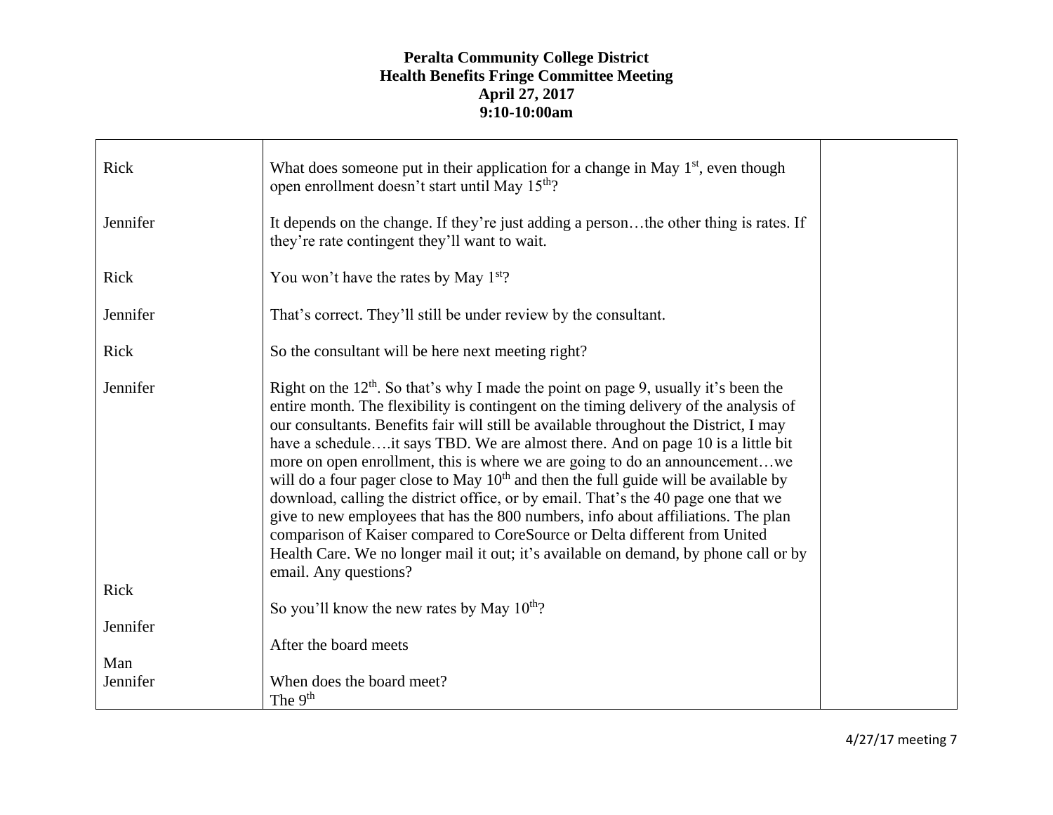**Peralta Community College District**
**Health Benefits Fringe Committee Meeting**
**April 27, 2017**
**9:10-10:00am**

| | | |
|---|---|---|
| Rick | What does someone put in their application for a change in May 1st, even though open enrollment doesn't start until May 15th? | |
| Jennifer | It depends on the change. If they're just adding a person…the other thing is rates. If they're rate contingent they'll want to wait. | |
| Rick | You won't have the rates by May 1st? | |
| Jennifer | That's correct. They'll still be under review by the consultant. | |
| Rick | So the consultant will be here next meeting right? | |
| Jennifer | Right on the 12th. So that's why I made the point on page 9, usually it's been the entire month. The flexibility is contingent on the timing delivery of the analysis of our consultants. Benefits fair will still be available throughout the District, I may have a schedule….it says TBD. We are almost there. And on page 10 is a little bit more on open enrollment, this is where we are going to do an announcement…we will do a four pager close to May 10th and then the full guide will be available by download, calling the district office, or by email. That's the 40 page one that we give to new employees that has the 800 numbers, info about affiliations. The plan comparison of Kaiser compared to CoreSource or Delta different from United Health Care. We no longer mail it out; it's available on demand, by phone call or by email. Any questions? | |
| Rick | So you'll know the new rates by May 10th? | |
| Jennifer | After the board meets | |
| Man | When does the board meet? | |
| Jennifer | The 9th | |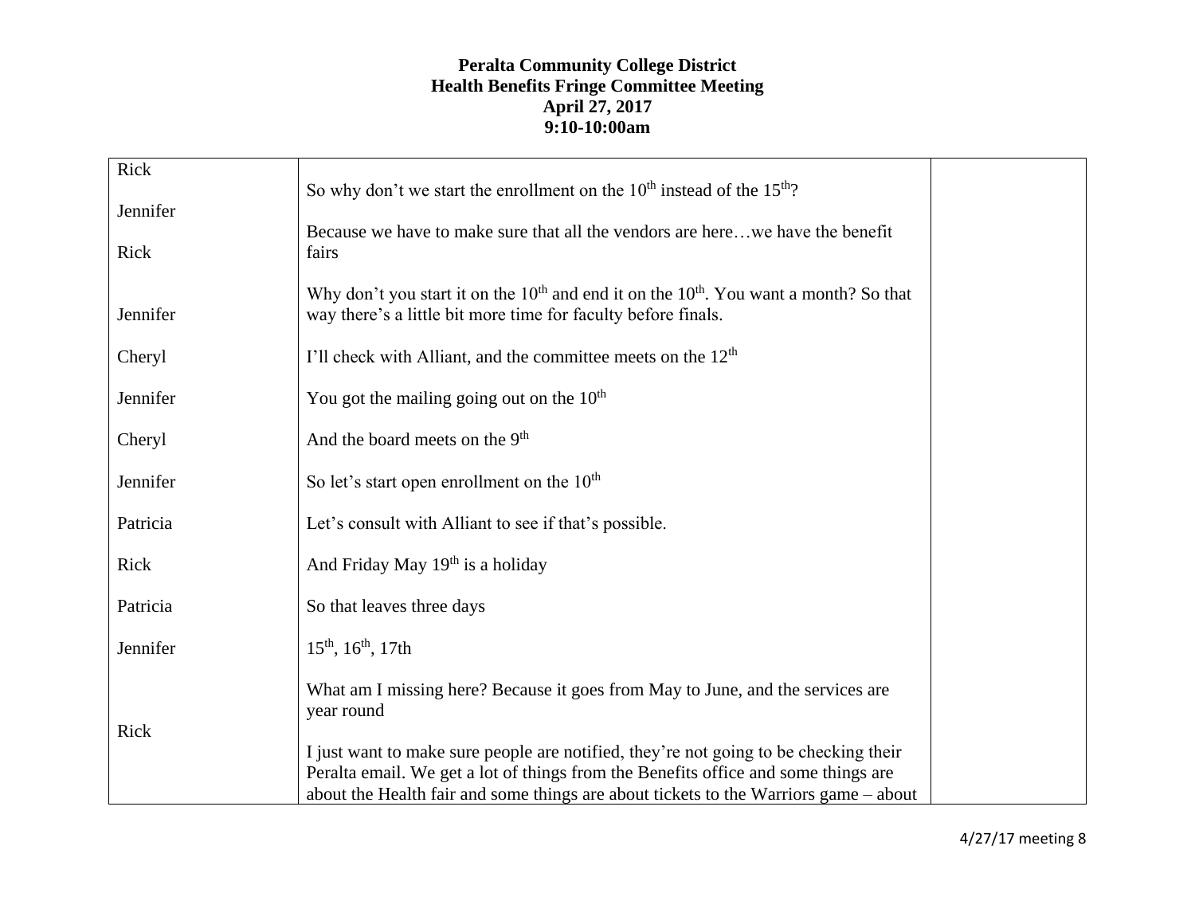**Peralta Community College District**
**Health Benefits Fringe Committee Meeting**
**April 27, 2017**
**9:10-10:00am**

| | | |
|---|---|---|
| Rick | So why don't we start the enrollment on the 10th instead of the 15th? | |
| Jennifer | Because we have to make sure that all the vendors are here…we have the benefit fairs | |
| Rick | Why don't you start it on the 10th and end it on the 10th. You want a month? So that way there's a little bit more time for faculty before finals. | |
| Jennifer | I'll check with Alliant, and the committee meets on the 12th | |
| Cheryl | You got the mailing going out on the 10th | |
| Jennifer | And the board meets on the 9th | |
| Cheryl | So let's start open enrollment on the 10th | |
| Jennifer | Let's consult with Alliant to see if that's possible. | |
| Patricia | And Friday May 19th is a holiday | |
| Rick | So that leaves three days | |
| Patricia | 15th, 16th, 17th | |
| Jennifer | What am I missing here? Because it goes from May to June, and the services are year round | |
| Rick | I just want to make sure people are notified, they're not going to be checking their Peralta email. We get a lot of things from the Benefits office and some things are about the Health fair and some things are about tickets to the Warriors game – about | |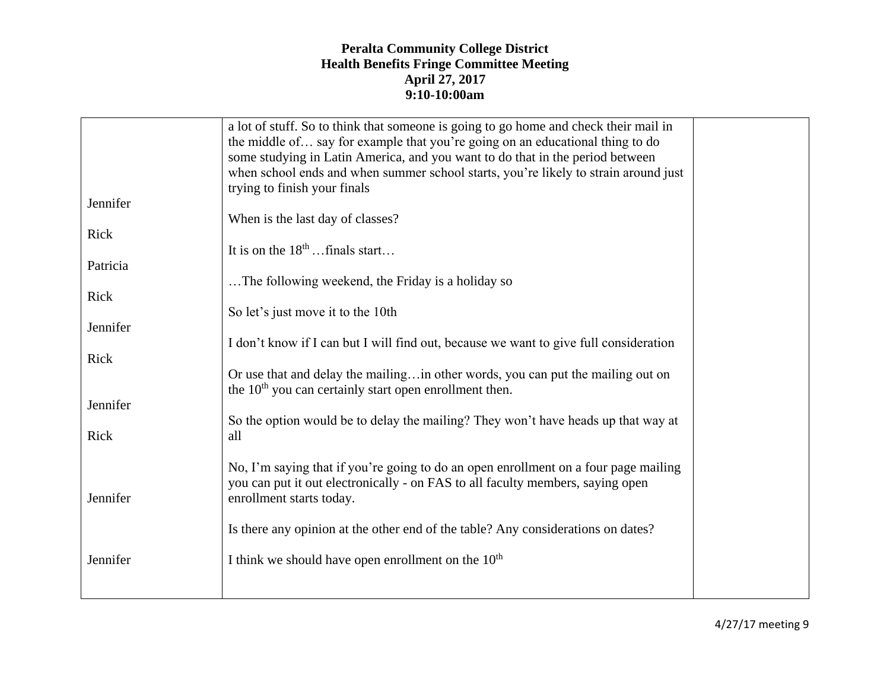**Peralta Community College District**
**Health Benefits Fringe Committee Meeting**
**April 27, 2017**
**9:10-10:00am**

| | | |
|---|---|---|
| | a lot of stuff. So to think that someone is going to go home and check their mail in the middle of… say for example that you're going on an educational thing to do some studying in Latin America, and you want to do that in the period between when school ends and when summer school starts, you're likely to strain around just trying to finish your finals | |
| Jennifer | When is the last day of classes? | |
| Rick | It is on the 18th …finals start… | |
| Patricia | …The following weekend, the Friday is a holiday so | |
| Rick | So let's just move it to the 10th | |
| Jennifer | I don't know if I can but I will find out, because we want to give full consideration | |
| Rick | Or use that and delay the mailing…in other words, you can put the mailing out on the 10th you can certainly start open enrollment then. | |
| Jennifer | So the option would be to delay the mailing? They won't have heads up that way at all | |
| Rick | No, I'm saying that if you're going to do an open enrollment on a four page mailing you can put it out electronically - on FAS to all faculty members, saying open enrollment starts today. | |
| Jennifer | Is there any opinion at the other end of the table? Any considerations on dates? | |
| Jennifer | I think we should have open enrollment on the 10th | |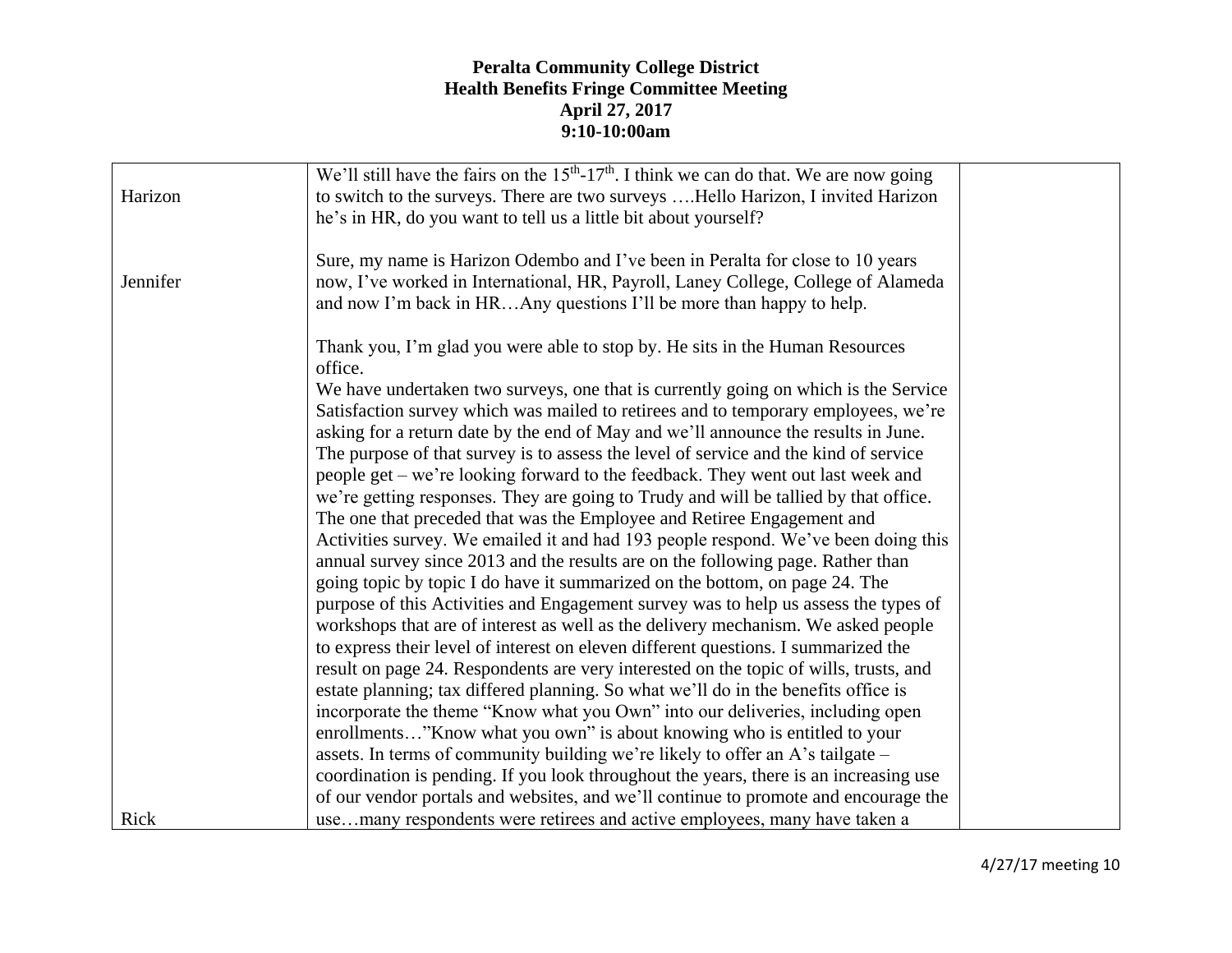**Peralta Community College District**
**Health Benefits Fringe Committee Meeting**
**April 27, 2017**
**9:10-10:00am**

| | | |
|---|---|---|
| Harizon<br><br>Jennifer<br><br><br><br><br><br><br><br><br><br><br><br><br><br><br><br><br><br><br><br><br><br><br><br>Rick | We'll still have the fairs on the 15th-17th. I think we can do that. We are now going to switch to the surveys. There are two surveys ….Hello Harizon, I invited Harizon he's in HR, do you want to tell us a little bit about yourself?<br><br>Sure, my name is Harizon Odembo and I've been in Peralta for close to 10 years now, I've worked in International, HR, Payroll, Laney College, College of Alameda and now I'm back in HR…Any questions I'll be more than happy to help.<br><br>Thank you, I'm glad you were able to stop by. He sits in the Human Resources office.<br>We have undertaken two surveys, one that is currently going on which is the Service Satisfaction survey which was mailed to retirees and to temporary employees, we're asking for a return date by the end of May and we'll announce the results in June. The purpose of that survey is to assess the level of service and the kind of service people get – we're looking forward to the feedback. They went out last week and we're getting responses. They are going to Trudy and will be tallied by that office. The one that preceded that was the Employee and Retiree Engagement and Activities survey. We emailed it and had 193 people respond. We've been doing this annual survey since 2013 and the results are on the following page. Rather than going topic by topic I do have it summarized on the bottom, on page 24. The purpose of this Activities and Engagement survey was to help us assess the types of workshops that are of interest as well as the delivery mechanism. We asked people to express their level of interest on eleven different questions. I summarized the result on page 24. Respondents are very interested on the topic of wills, trusts, and estate planning; tax differed planning. So what we'll do in the benefits office is incorporate the theme "Know what you Own" into our deliveries, including open enrollments…"Know what you own" is about knowing who is entitled to your assets. In terms of community building we're likely to offer an A's tailgate – coordination is pending. If you look throughout the years, there is an increasing use of our vendor portals and websites, and we'll continue to promote and encourage the use…many respondents were retirees and active employees, many have taken a | |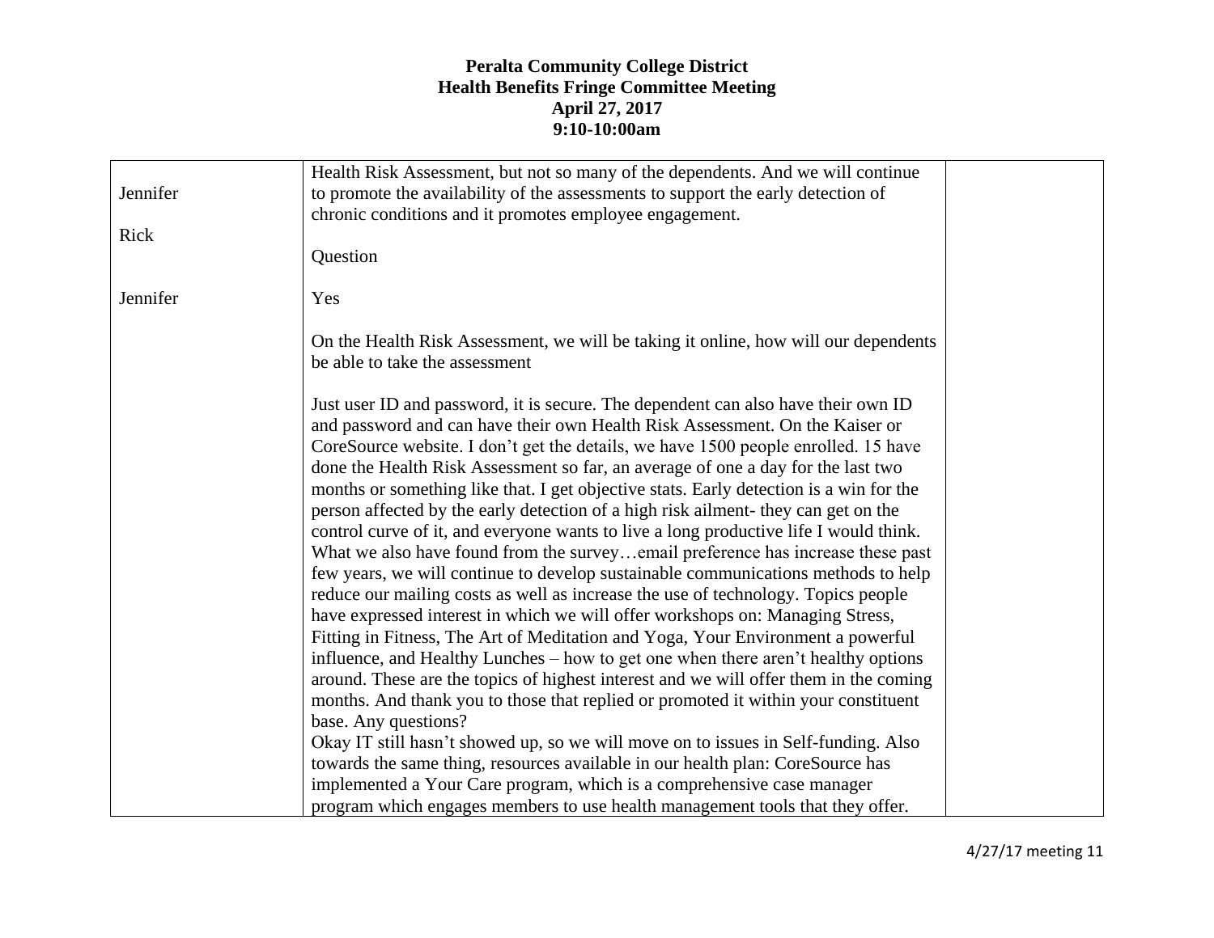**Peralta Community College District**
**Health Benefits Fringe Committee Meeting**
**April 27, 2017**
**9:10-10:00am**

| | | |
|---|---|---|
| Jennifer<br><br>Rick<br><br>Jennifer | Health Risk Assessment, but not so many of the dependents. And we will continue to promote the availability of the assessments to support the early detection of chronic conditions and it promotes employee engagement.<br><br>Question<br><br>Yes<br><br>On the Health Risk Assessment, we will be taking it online, how will our dependents be able to take the assessment<br><br>Just user ID and password, it is secure. The dependent can also have their own ID and password and can have their own Health Risk Assessment. On the Kaiser or CoreSource website. I don't get the details, we have 1500 people enrolled. 15 have done the Health Risk Assessment so far, an average of one a day for the last two months or something like that. I get objective stats. Early detection is a win for the person affected by the early detection of a high risk ailment- they can get on the control curve of it, and everyone wants to live a long productive life I would think. What we also have found from the survey…email preference has increase these past few years, we will continue to develop sustainable communications methods to help reduce our mailing costs as well as increase the use of technology. Topics people have expressed interest in which we will offer workshops on: Managing Stress, Fitting in Fitness, The Art of Meditation and Yoga, Your Environment a powerful influence, and Healthy Lunches – how to get one when there aren't healthy options around. These are the topics of highest interest and we will offer them in the coming months. And thank you to those that replied or promoted it within your constituent base. Any questions?<br>Okay IT still hasn't showed up, so we will move on to issues in Self-funding. Also towards the same thing, resources available in our health plan: CoreSource has implemented a Your Care program, which is a comprehensive case manager program which engages members to use health management tools that they offer. | |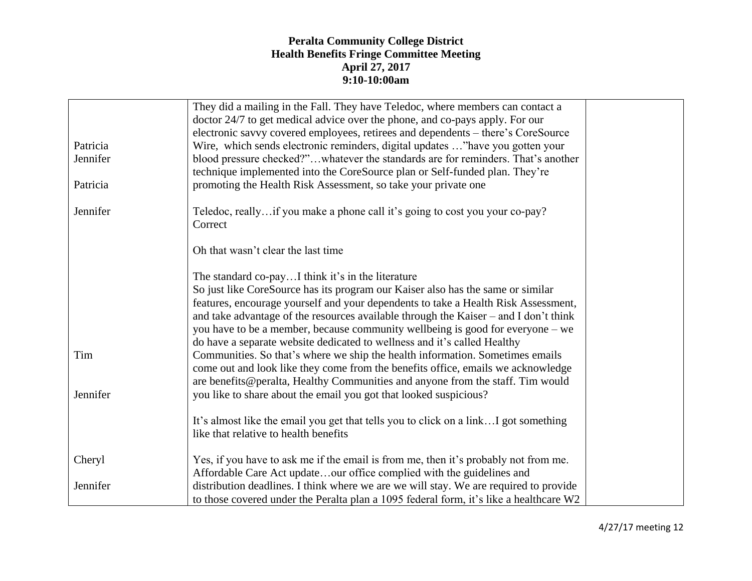**Peralta Community College District**
**Health Benefits Fringe Committee Meeting**
**April 27, 2017**
**9:10-10:00am**

| | | |
|---|---|---|
| Patricia<br>Jennifer<br><br>Patricia<br><br>Jennifer<br><br><br><br><br><br><br><br><br><br><br>Tim<br><br>Jennifer<br><br><br>Cheryl<br><br>Jennifer | They did a mailing in the Fall. They have Teledoc, where members can contact a doctor 24/7 to get medical advice over the phone, and co-pays apply. For our electronic savvy covered employees, retirees and dependents – there's CoreSource Wire, which sends electronic reminders, digital updates …"have you gotten your blood pressure checked?"…whatever the standards are for reminders. That's another technique implemented into the CoreSource plan or Self-funded plan. They're promoting the Health Risk Assessment, so take your private one<br><br>Teledoc, really…if you make a phone call it's going to cost you your co-pay?<br>Correct<br><br>Oh that wasn't clear the last time<br><br>The standard co-pay…I think it's in the literature<br>So just like CoreSource has its program our Kaiser also has the same or similar features, encourage yourself and your dependents to take a Health Risk Assessment, and take advantage of the resources available through the Kaiser – and I don't think you have to be a member, because community wellbeing is good for everyone – we do have a separate website dedicated to wellness and it's called Healthy Communities. So that's where we ship the health information. Sometimes emails come out and look like they come from the benefits office, emails we acknowledge are benefits@peralta, Healthy Communities and anyone from the staff. Tim would you like to share about the email you got that looked suspicious?<br><br>It's almost like the email you get that tells you to click on a link…I got something like that relative to health benefits<br><br>Yes, if you have to ask me if the email is from me, then it's probably not from me.<br>Affordable Care Act update…our office complied with the guidelines and distribution deadlines. I think where we are we will stay. We are required to provide to those covered under the Peralta plan a 1095 federal form, it's like a healthcare W2 | |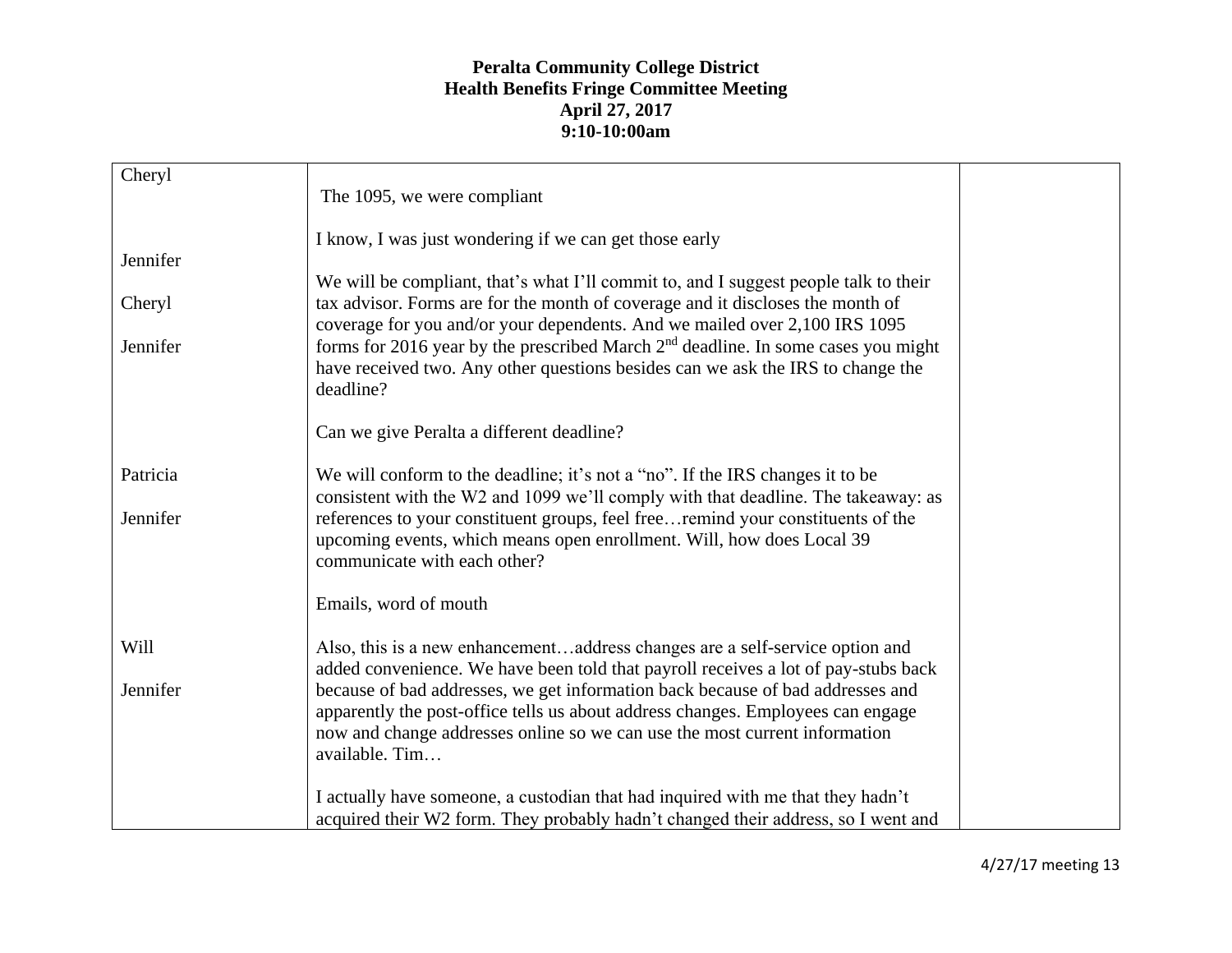**Peralta Community College District**
**Health Benefits Fringe Committee Meeting**
**April 27, 2017**
**9:10-10:00am**

| | | |
|---|---|---|
| Cheryl<br><br>Jennifer<br><br>Cheryl<br><br>Jennifer<br><br><br><br><br>Patricia<br><br>Jennifer<br><br><br><br><br>Will<br><br>Jennifer | The 1095, we were compliant<br><br>I know, I was just wondering if we can get those early<br><br>We will be compliant, that's what I'll commit to, and I suggest people talk to their tax advisor. Forms are for the month of coverage and it discloses the month of coverage for you and/or your dependents. And we mailed over 2,100 IRS 1095 forms for 2016 year by the prescribed March 2nd deadline. In some cases you might have received two. Any other questions besides can we ask the IRS to change the deadline?<br><br>Can we give Peralta a different deadline?<br><br>We will conform to the deadline; it's not a "no". If the IRS changes it to be consistent with the W2 and 1099 we'll comply with that deadline. The takeaway: as references to your constituent groups, feel free…remind your constituents of the upcoming events, which means open enrollment. Will, how does Local 39 communicate with each other?<br><br>Emails, word of mouth<br><br>Also, this is a new enhancement…address changes are a self-service option and added convenience. We have been told that payroll receives a lot of pay-stubs back because of bad addresses, we get information back because of bad addresses and apparently the post-office tells us about address changes. Employees can engage now and change addresses online so we can use the most current information available. Tim…<br><br>I actually have someone, a custodian that had inquired with me that they hadn't acquired their W2 form. They probably hadn't changed their address, so I went and | |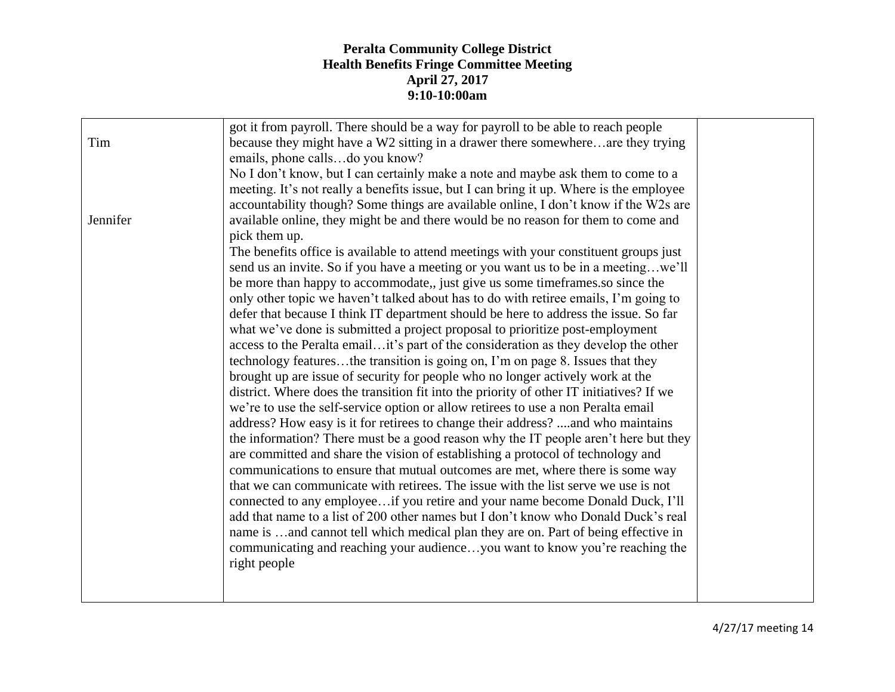# Peralta Community College District
## Health Benefits Fringe Committee Meeting
### April 27, 2017
### 9:10-10:00am

| | | |
|---|---|---|
| Tim<br><br><br><br><br>Jennifer | got it from payroll. There should be a way for payroll to be able to reach people because they might have a W2 sitting in a drawer there somewhere…are they trying emails, phone calls…do you know?<br>No I don't know, but I can certainly make a note and maybe ask them to come to a meeting. It's not really a benefits issue, but I can bring it up. Where is the employee accountability though? Some things are available online, I don't know if the W2s are available online, they might be and there would be no reason for them to come and pick them up.<br>The benefits office is available to attend meetings with your constituent groups just send us an invite. So if you have a meeting or you want us to be in a meeting…we'll be more than happy to accommodate,, just give us some timeframes.so since the only other topic we haven't talked about has to do with retiree emails, I'm going to defer that because I think IT department should be here to address the issue. So far what we've done is submitted a project proposal to prioritize post-employment access to the Peralta email…it's part of the consideration as they develop the other technology features…the transition is going on, I'm on page 8. Issues that they brought up are issue of security for people who no longer actively work at the district. Where does the transition fit into the priority of other IT initiatives? If we we're to use the self-service option or allow retirees to use a non Peralta email address? How easy is it for retirees to change their address? ....and who maintains the information? There must be a good reason why the IT people aren't here but they are committed and share the vision of establishing a protocol of technology and communications to ensure that mutual outcomes are met, where there is some way that we can communicate with retirees. The issue with the list serve we use is not connected to any employee…if you retire and your name become Donald Duck, I'll add that name to a list of 200 other names but I don't know who Donald Duck's real name is …and cannot tell which medical plan they are on. Part of being effective in communicating and reaching your audience…you want to know you're reaching the right people | |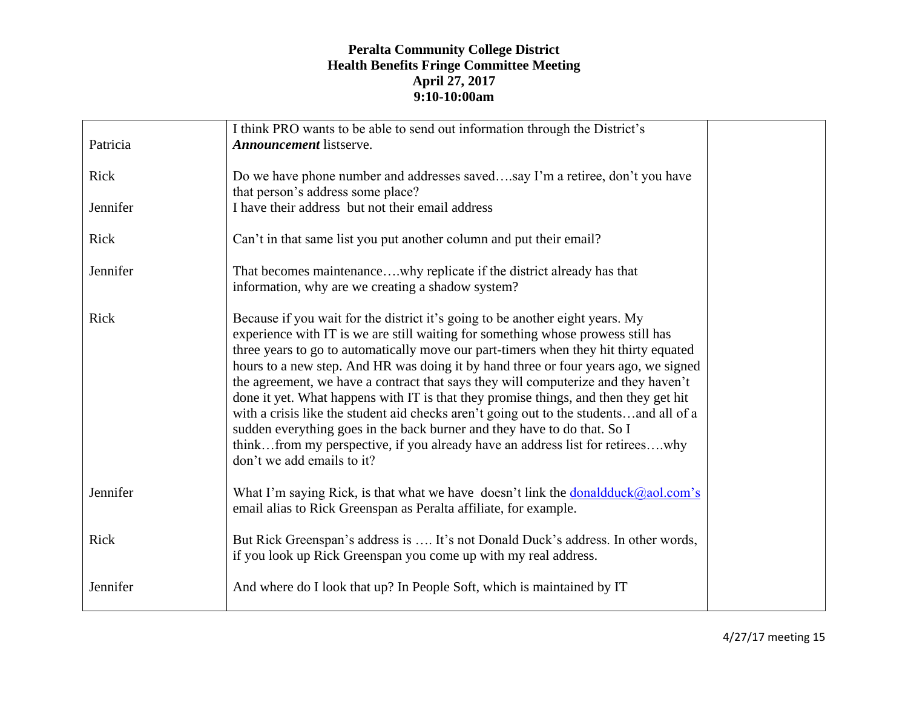**Peralta Community College District**
**Health Benefits Fringe Committee Meeting**
**April 27, 2017**
**9:10-10:00am**

| | | |
|---|---|---|
| Patricia | I think PRO wants to be able to send out information through the District's ***Announcement*** listserve. | |
| Rick | Do we have phone number and addresses saved….say I'm a retiree, don't you have that person's address some place? | |
| Jennifer | I have their address but not their email address | |
| Rick | Can't in that same list you put another column and put their email? | |
| Jennifer | That becomes maintenance….why replicate if the district already has that information, why are we creating a shadow system? | |
| Rick | Because if you wait for the district it's going to be another eight years. My experience with IT is we are still waiting for something whose prowess still has three years to go to automatically move our part-timers when they hit thirty equated hours to a new step. And HR was doing it by hand three or four years ago, we signed the agreement, we have a contract that says they will computerize and they haven't done it yet. What happens with IT is that they promise things, and then they get hit with a crisis like the student aid checks aren't going out to the students…and all of a sudden everything goes in the back burner and they have to do that. So I think…from my perspective, if you already have an address list for retirees….why don't we add emails to it? | |
| Jennifer | What I'm saying Rick, is that what we have doesn't link the donaldduck@aol.com's email alias to Rick Greenspan as Peralta affiliate, for example. | |
| Rick | But Rick Greenspan's address is …. It's not Donald Duck's address. In other words, if you look up Rick Greenspan you come up with my real address. | |
| Jennifer | And where do I look that up? In People Soft, which is maintained by IT | |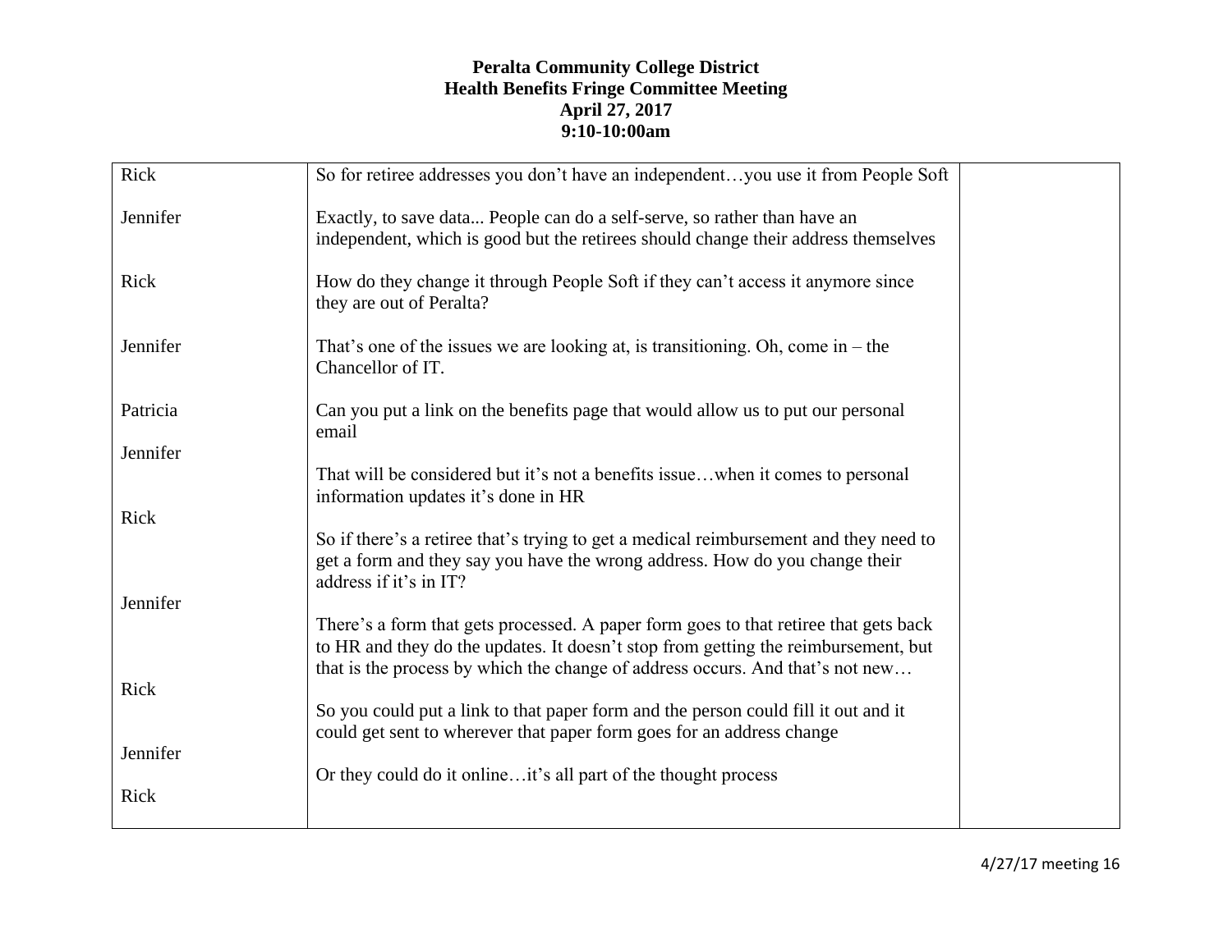**Peralta Community College District**
**Health Benefits Fringe Committee Meeting**
**April 27, 2017**
**9:10-10:00am**

| | | |
|---|---|---|
| Rick | So for retiree addresses you don't have an independent…you use it from People Soft | |
| Jennifer | Exactly, to save data... People can do a self-serve, so rather than have an independent, which is good but the retirees should change their address themselves | |
| Rick | How do they change it through People Soft if they can't access it anymore since they are out of Peralta? | |
| Jennifer | That's one of the issues we are looking at, is transitioning. Oh, come in – the Chancellor of IT. | |
| Patricia | Can you put a link on the benefits page that would allow us to put our personal email | |
| Jennifer | That will be considered but it's not a benefits issue…when it comes to personal information updates it's done in HR | |
| Rick | So if there's a retiree that's trying to get a medical reimbursement and they need to get a form and they say you have the wrong address. How do you change their address if it's in IT? | |
| Jennifer | There's a form that gets processed. A paper form goes to that retiree that gets back to HR and they do the updates. It doesn't stop from getting the reimbursement, but that is the process by which the change of address occurs. And that's not new… | |
| Rick | So you could put a link to that paper form and the person could fill it out and it could get sent to wherever that paper form goes for an address change | |
| Jennifer | Or they could do it online…it's all part of the thought process | |
| Rick | | |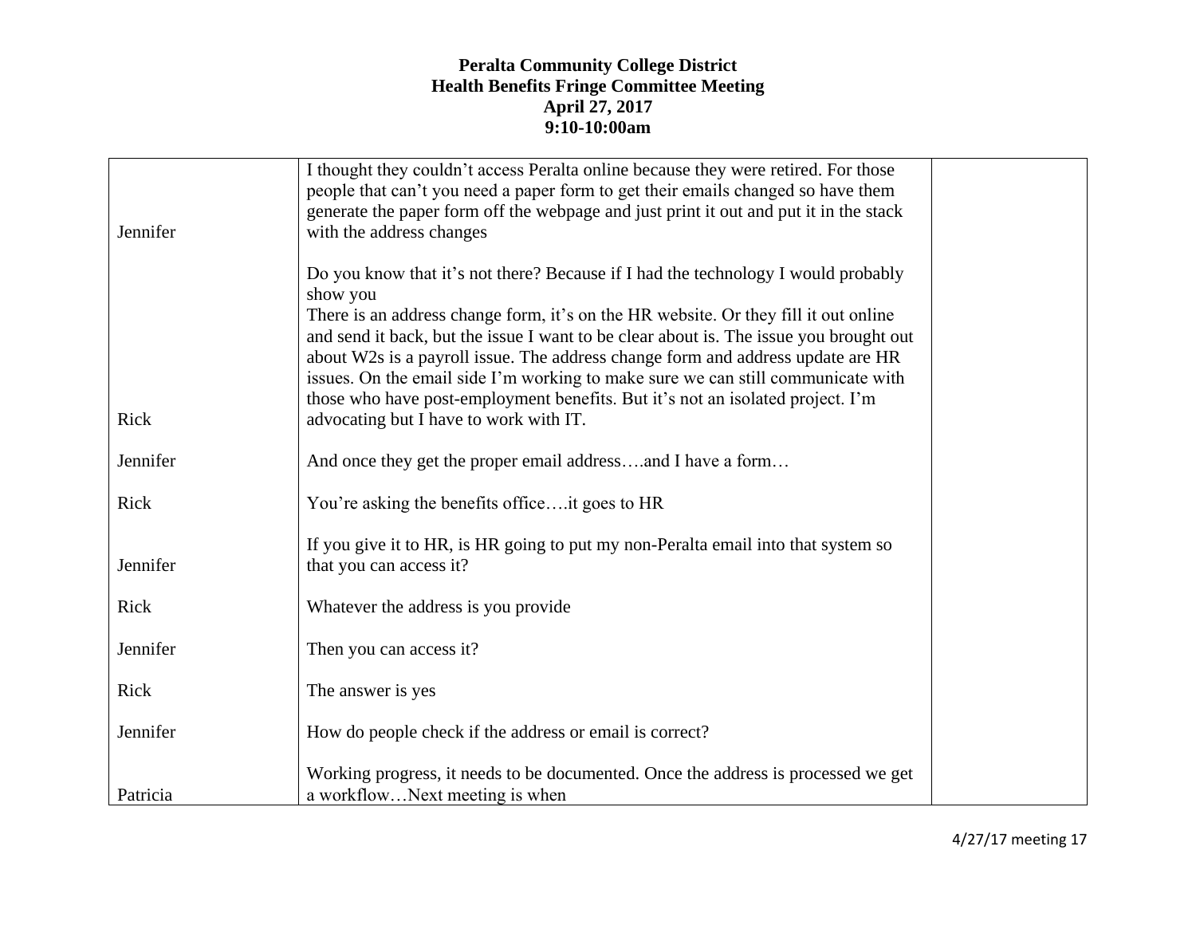**Peralta Community College District**
**Health Benefits Fringe Committee Meeting**
**April 27, 2017**
**9:10-10:00am**

| | | |
|---|---|---|
| Jennifer | I thought they couldn't access Peralta online because they were retired. For those people that can't you need a paper form to get their emails changed so have them generate the paper form off the webpage and just print it out and put it in the stack with the address changes | |
| Rick | Do you know that it's not there? Because if I had the technology I would probably show you<br>There is an address change form, it's on the HR website. Or they fill it out online and send it back, but the issue I want to be clear about is. The issue you brought out about W2s is a payroll issue. The address change form and address update are HR issues. On the email side I'm working to make sure we can still communicate with those who have post-employment benefits. But it's not an isolated project. I'm advocating but I have to work with IT. | |
| Jennifer | And once they get the proper email address….and I have a form… | |
| Rick | You're asking the benefits office….it goes to HR | |
| Jennifer | If you give it to HR, is HR going to put my non-Peralta email into that system so that you can access it? | |
| Rick | Whatever the address is you provide | |
| Jennifer | Then you can access it? | |
| Rick | The answer is yes | |
| Jennifer | How do people check if the address or email is correct? | |
| Patricia | Working progress, it needs to be documented. Once the address is processed we get a workflow…Next meeting is when | |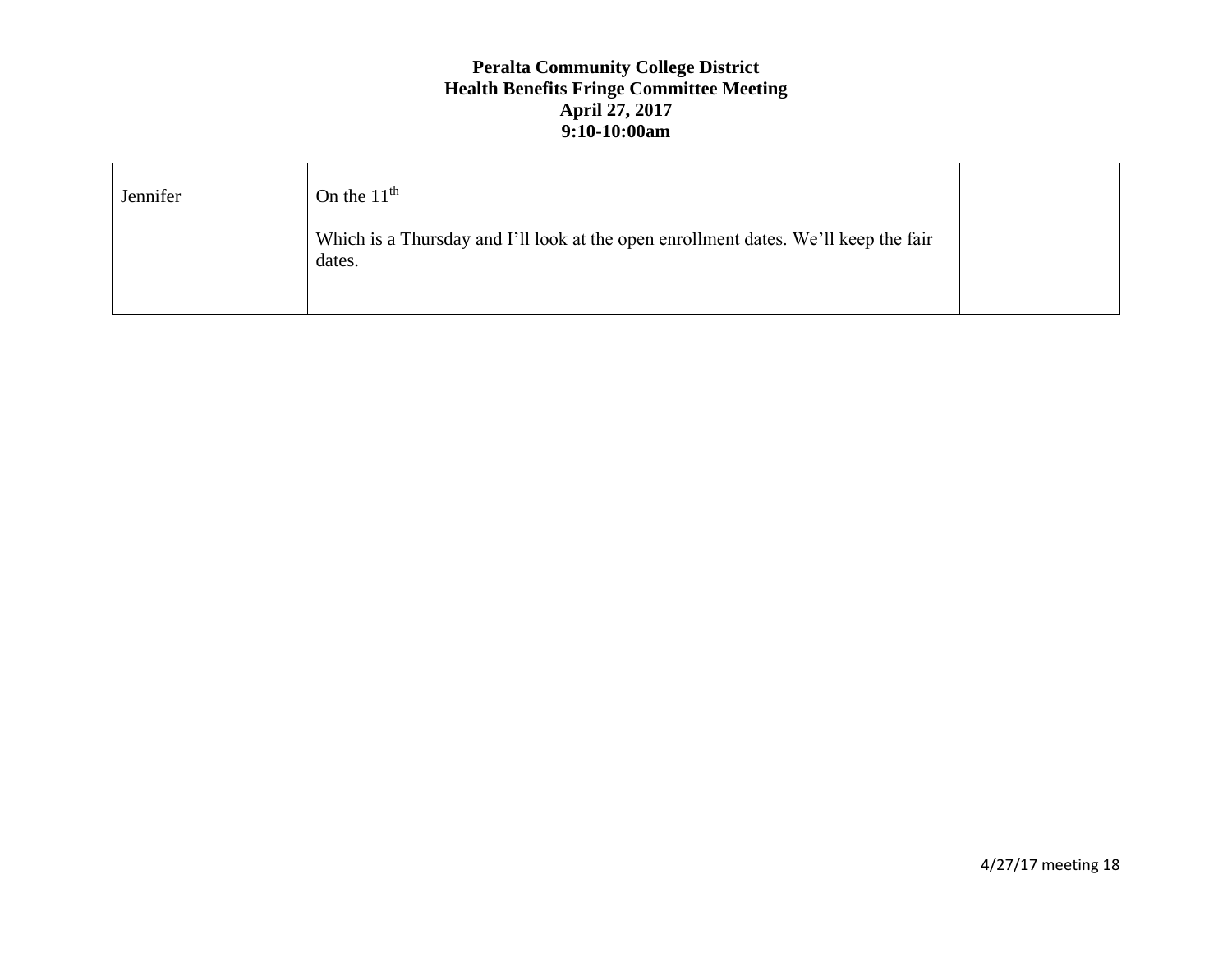**Peralta Community College District**
**Health Benefits Fringe Committee Meeting**
**April 27, 2017**
**9:10-10:00am**

| | | |
|---|---|---|
| Jennifer | On the 11th<br><br>Which is a Thursday and I'll look at the open enrollment dates. We'll keep the fair dates. | |